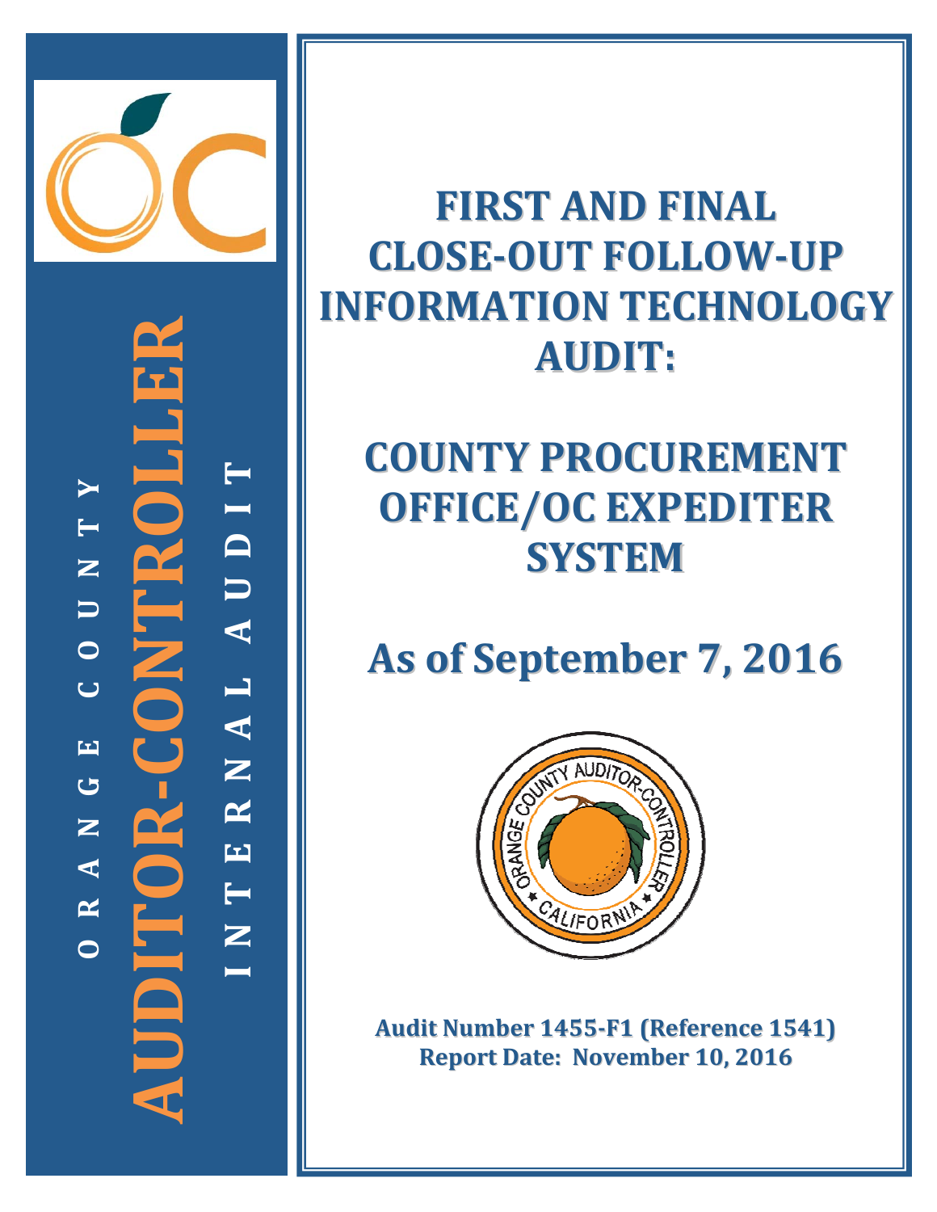ORANGE COUNTY

AUDITOR-CONTROLLER

INTERNAL AUDIT

# FIRST AND FINAL CLOSE-OUT FOLLOW-UP INFORMATION TECHNOLOGY AUDIT:

# COUNTY PROCUREMENT OFFICE/OC EXPEDITER SYSTEM

## As of September 7, 2016

**Audit Number 1455-F1 (Reference 1541)**
**Report Date: November 10, 2016**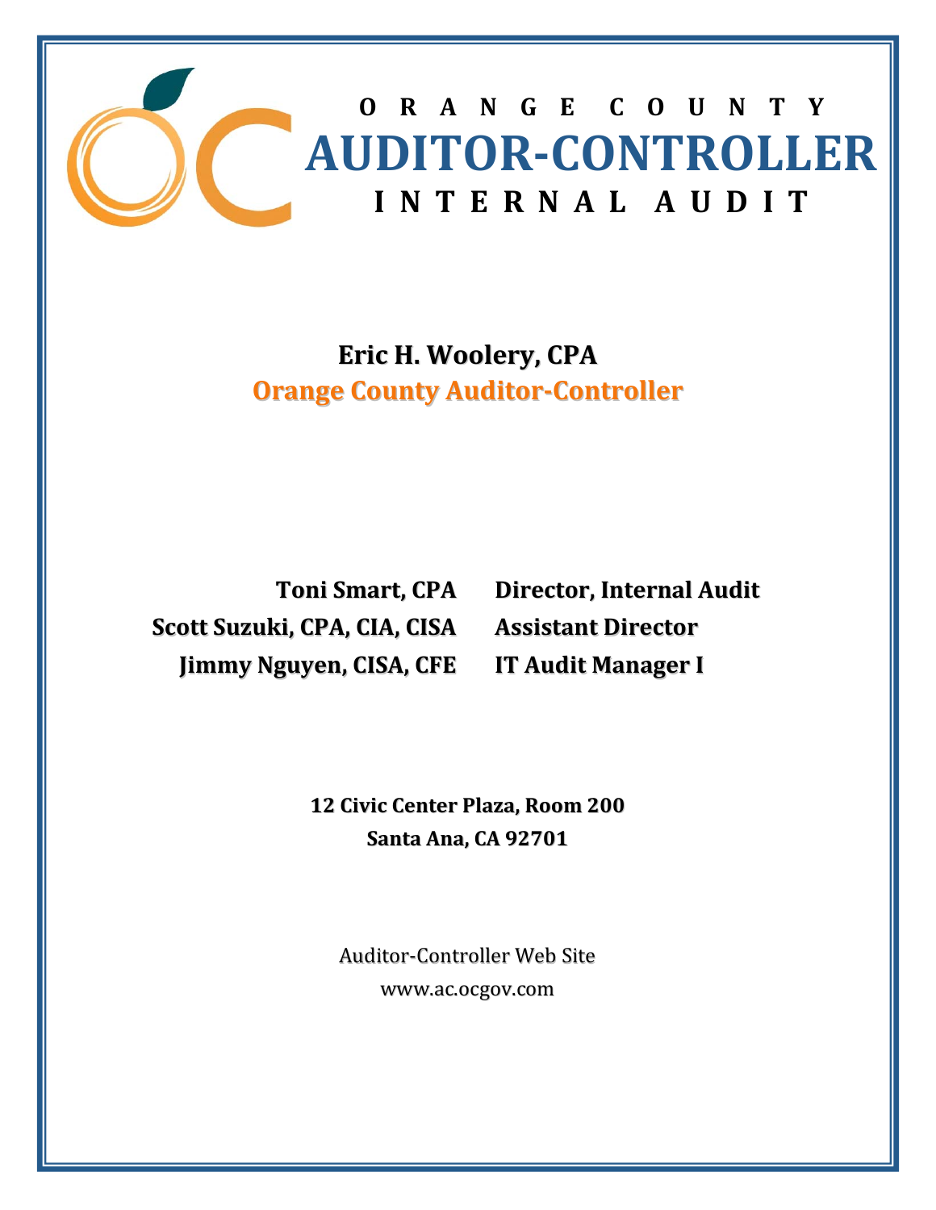# ORANGE COUNTY
# AUDITOR-CONTROLLER
## INTERNAL AUDIT

**Eric H. Woolery, CPA**
**Orange County Auditor-Controller**

| | |
|---|---|
| **Toni Smart, CPA** | **Director, Internal Audit** |
| **Scott Suzuki, CPA, CIA, CISA** | **Assistant Director** |
| **Jimmy Nguyen, CISA, CFE** | **IT Audit Manager I** |

**12 Civic Center Plaza, Room 200**
**Santa Ana, CA 92701**

Auditor-Controller Web Site
www.ac.ocgov.com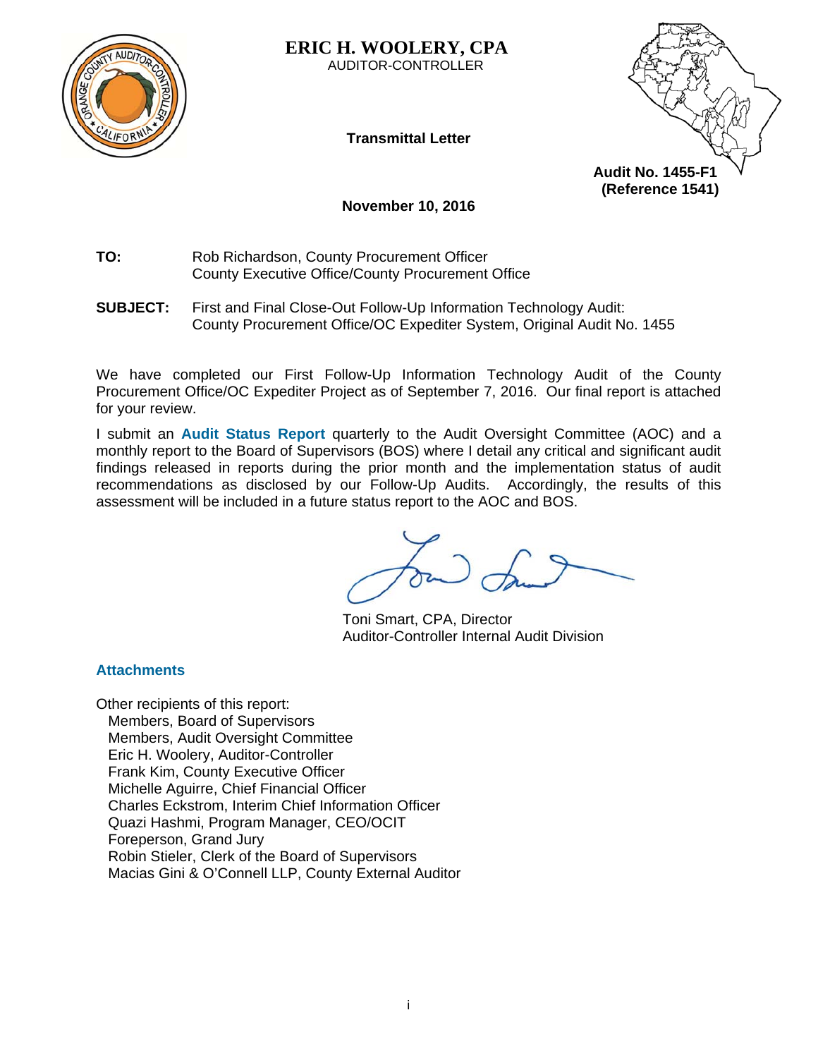# ERIC H. WOOLERY, CPA

AUDITOR-CONTROLLER

**Transmittal Letter**

**Audit No. 1455-F1**
**(Reference 1541)**

**November 10, 2016**

**TO:** Rob Richardson, County Procurement Officer
County Executive Office/County Procurement Office

**SUBJECT:** First and Final Close-Out Follow-Up Information Technology Audit:
County Procurement Office/OC Expediter System, Original Audit No. 1455

We have completed our First Follow-Up Information Technology Audit of the County Procurement Office/OC Expediter Project as of September 7, 2016. Our final report is attached for your review.

I submit an **Audit Status Report** quarterly to the Audit Oversight Committee (AOC) and a monthly report to the Board of Supervisors (BOS) where I detail any critical and significant audit findings released in reports during the prior month and the implementation status of audit recommendations as disclosed by our Follow-Up Audits. Accordingly, the results of this assessment will be included in a future status report to the AOC and BOS.

Toni Smart, CPA, Director
Auditor-Controller Internal Audit Division

**Attachments**

Other recipients of this report:
- Members, Board of Supervisors
- Members, Audit Oversight Committee
- Eric H. Woolery, Auditor-Controller
- Frank Kim, County Executive Officer
- Michelle Aguirre, Chief Financial Officer
- Charles Eckstrom, Interim Chief Information Officer
- Quazi Hashmi, Program Manager, CEO/OCIT
- Foreperson, Grand Jury
- Robin Stieler, Clerk of the Board of Supervisors
- Macias Gini & O'Connell LLP, County External Auditor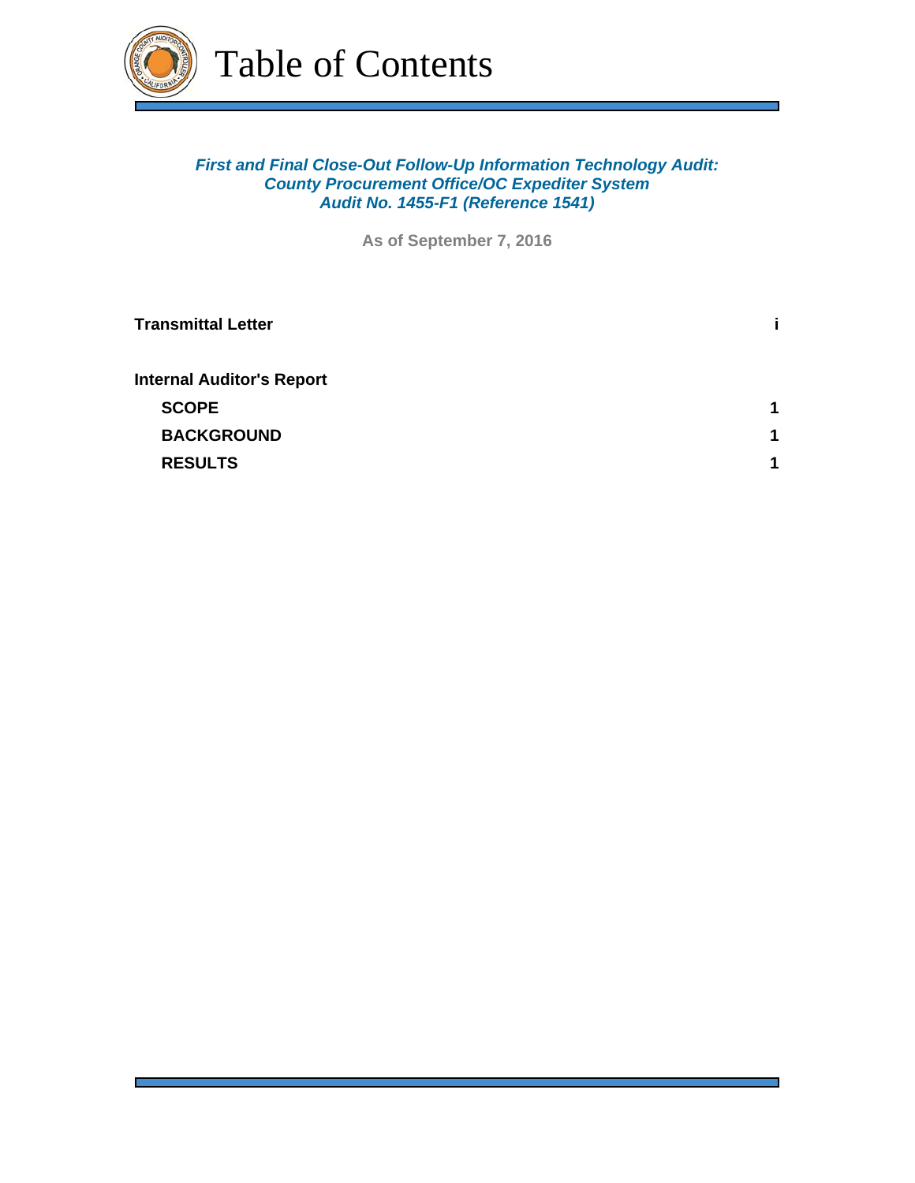# Table of Contents

***First and Final Close-Out Follow-Up Information Technology Audit:***
***County Procurement Office/OC Expediter System***
***Audit No. 1455-F1 (Reference 1541)***

**As of September 7, 2016**

| | |
|---|---|
| **Transmittal Letter** | **i** |
| **Internal Auditor's Report** | |
| **SCOPE** | **1** |
| **BACKGROUND** | **1** |
| **RESULTS** | **1** |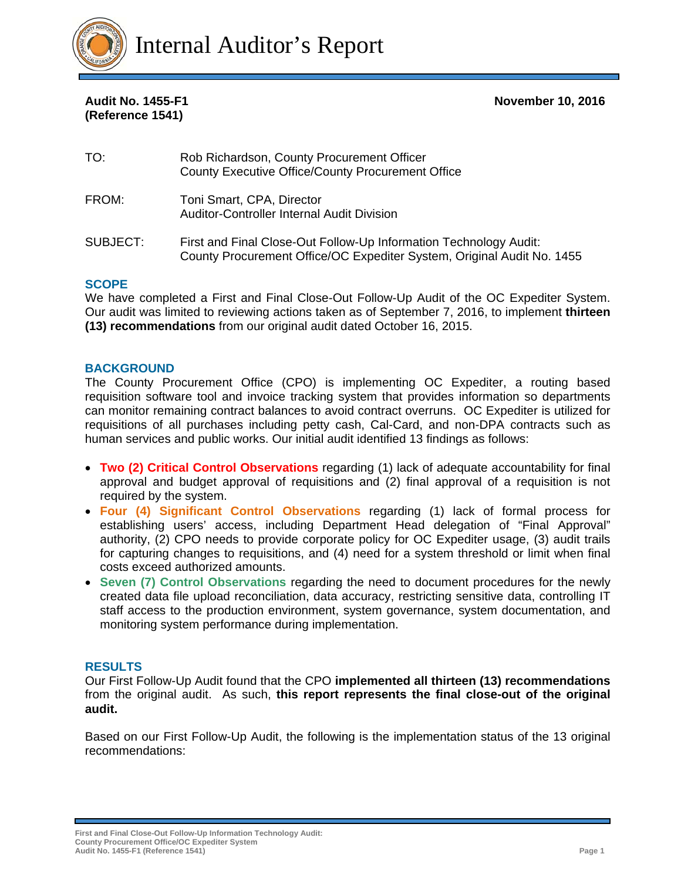# Internal Auditor's Report

**Audit No. 1455-F1**
**(Reference 1541)**

**November 10, 2016**

| | |
|---|---|
| TO: | Rob Richardson, County Procurement Officer<br>County Executive Office/County Procurement Office |
| FROM: | Toni Smart, CPA, Director<br>Auditor-Controller Internal Audit Division |
| SUBJECT: | First and Final Close-Out Follow-Up Information Technology Audit:<br>County Procurement Office/OC Expediter System, Original Audit No. 1455 |

## SCOPE

We have completed a First and Final Close-Out Follow-Up Audit of the OC Expediter System. Our audit was limited to reviewing actions taken as of September 7, 2016, to implement **thirteen (13) recommendations** from our original audit dated October 16, 2015.

## BACKGROUND

The County Procurement Office (CPO) is implementing OC Expediter, a routing based requisition software tool and invoice tracking system that provides information so departments can monitor remaining contract balances to avoid contract overruns. OC Expediter is utilized for requisitions of all purchases including petty cash, Cal-Card, and non-DPA contracts such as human services and public works. Our initial audit identified 13 findings as follows:

- **Two (2) Critical Control Observations** regarding (1) lack of adequate accountability for final approval and budget approval of requisitions and (2) final approval of a requisition is not required by the system.
- **Four (4) Significant Control Observations** regarding (1) lack of formal process for establishing users' access, including Department Head delegation of "Final Approval" authority, (2) CPO needs to provide corporate policy for OC Expediter usage, (3) audit trails for capturing changes to requisitions, and (4) need for a system threshold or limit when final costs exceed authorized amounts.
- **Seven (7) Control Observations** regarding the need to document procedures for the newly created data file upload reconciliation, data accuracy, restricting sensitive data, controlling IT staff access to the production environment, system governance, system documentation, and monitoring system performance during implementation.

## RESULTS

Our First Follow-Up Audit found that the CPO **implemented all thirteen (13) recommendations** from the original audit. As such, **this report represents the final close-out of the original audit.**

Based on our First Follow-Up Audit, the following is the implementation status of the 13 original recommendations: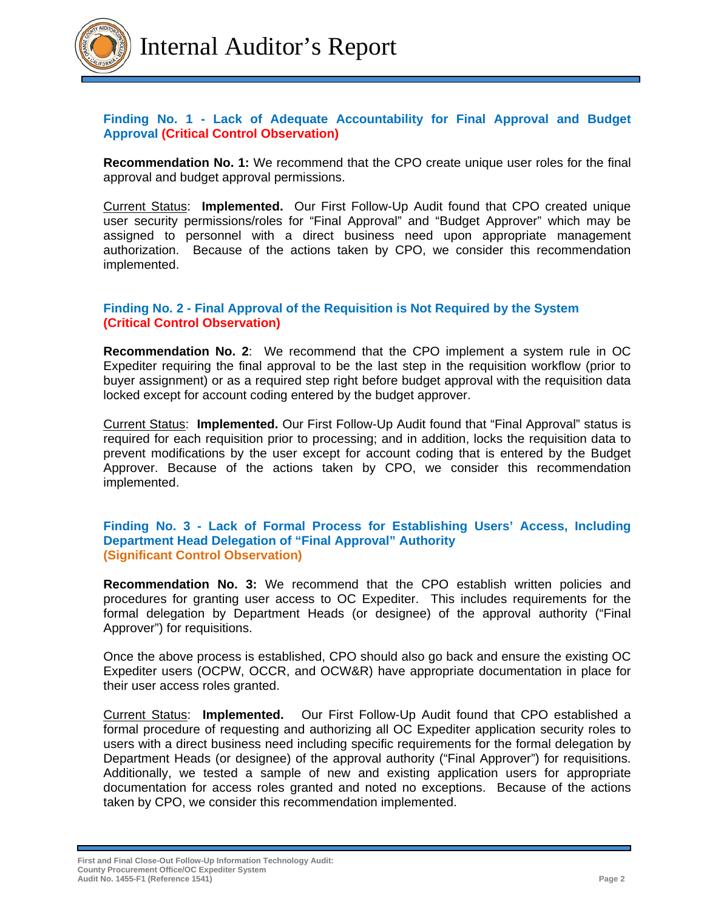### Finding No. 1 - Lack of Adequate Accountability for Final Approval and Budget Approval (Critical Control Observation)

**Recommendation No. 1:** We recommend that the CPO create unique user roles for the final approval and budget approval permissions.

Current Status: **Implemented.** Our First Follow-Up Audit found that CPO created unique user security permissions/roles for "Final Approval" and "Budget Approver" which may be assigned to personnel with a direct business need upon appropriate management authorization. Because of the actions taken by CPO, we consider this recommendation implemented.

### Finding No. 2 - Final Approval of the Requisition is Not Required by the System (Critical Control Observation)

**Recommendation No. 2**: We recommend that the CPO implement a system rule in OC Expediter requiring the final approval to be the last step in the requisition workflow (prior to buyer assignment) or as a required step right before budget approval with the requisition data locked except for account coding entered by the budget approver.

Current Status: **Implemented.** Our First Follow-Up Audit found that "Final Approval" status is required for each requisition prior to processing; and in addition, locks the requisition data to prevent modifications by the user except for account coding that is entered by the Budget Approver. Because of the actions taken by CPO, we consider this recommendation implemented.

### Finding No. 3 - Lack of Formal Process for Establishing Users' Access, Including Department Head Delegation of "Final Approval" Authority (Significant Control Observation)

**Recommendation No. 3:** We recommend that the CPO establish written policies and procedures for granting user access to OC Expediter. This includes requirements for the formal delegation by Department Heads (or designee) of the approval authority ("Final Approver") for requisitions.

Once the above process is established, CPO should also go back and ensure the existing OC Expediter users (OCPW, OCCR, and OCW&R) have appropriate documentation in place for their user access roles granted.

Current Status: **Implemented.** Our First Follow-Up Audit found that CPO established a formal procedure of requesting and authorizing all OC Expediter application security roles to users with a direct business need including specific requirements for the formal delegation by Department Heads (or designee) of the approval authority ("Final Approver") for requisitions. Additionally, we tested a sample of new and existing application users for appropriate documentation for access roles granted and noted no exceptions. Because of the actions taken by CPO, we consider this recommendation implemented.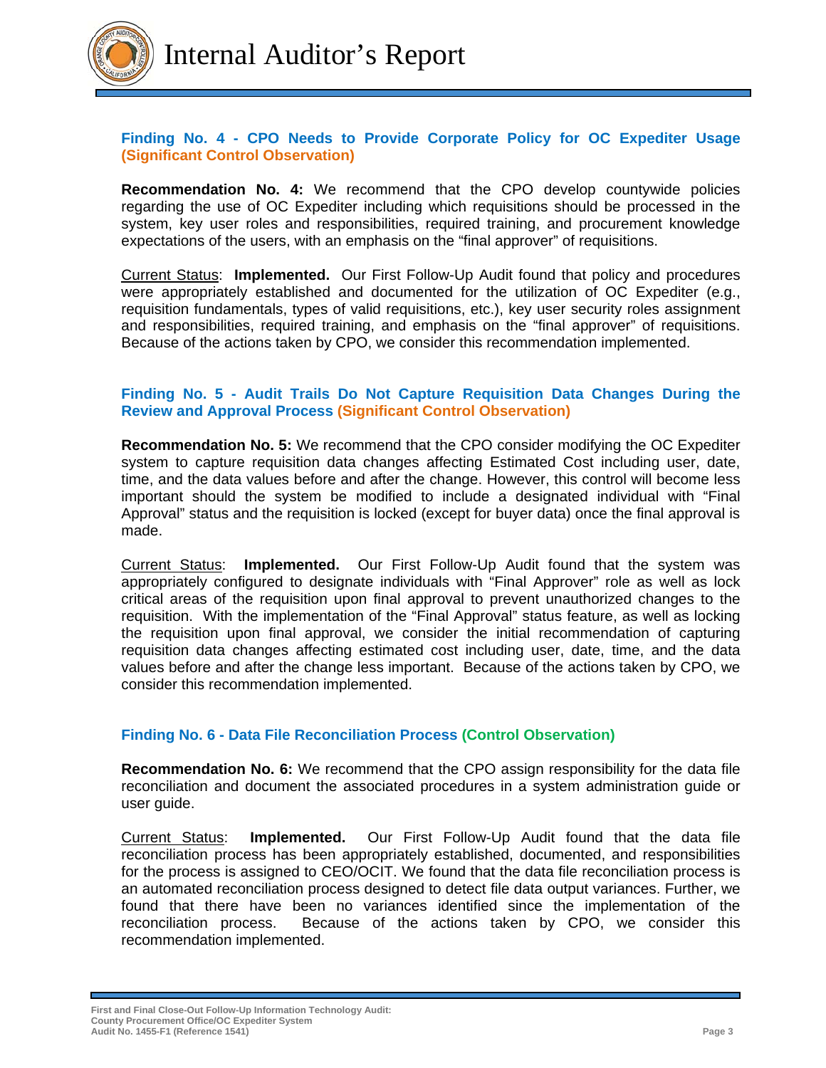### Finding No. 4 - CPO Needs to Provide Corporate Policy for OC Expediter Usage (Significant Control Observation)

**Recommendation No. 4:** We recommend that the CPO develop countywide policies regarding the use of OC Expediter including which requisitions should be processed in the system, key user roles and responsibilities, required training, and procurement knowledge expectations of the users, with an emphasis on the "final approver" of requisitions.

Current Status: **Implemented.** Our First Follow-Up Audit found that policy and procedures were appropriately established and documented for the utilization of OC Expediter (e.g., requisition fundamentals, types of valid requisitions, etc.), key user security roles assignment and responsibilities, required training, and emphasis on the "final approver" of requisitions. Because of the actions taken by CPO, we consider this recommendation implemented.

### Finding No. 5 - Audit Trails Do Not Capture Requisition Data Changes During the Review and Approval Process (Significant Control Observation)

**Recommendation No. 5:** We recommend that the CPO consider modifying the OC Expediter system to capture requisition data changes affecting Estimated Cost including user, date, time, and the data values before and after the change. However, this control will become less important should the system be modified to include a designated individual with "Final Approval" status and the requisition is locked (except for buyer data) once the final approval is made.

Current Status: **Implemented.** Our First Follow-Up Audit found that the system was appropriately configured to designate individuals with "Final Approver" role as well as lock critical areas of the requisition upon final approval to prevent unauthorized changes to the requisition. With the implementation of the "Final Approval" status feature, as well as locking the requisition upon final approval, we consider the initial recommendation of capturing requisition data changes affecting estimated cost including user, date, time, and the data values before and after the change less important. Because of the actions taken by CPO, we consider this recommendation implemented.

### Finding No. 6 - Data File Reconciliation Process (Control Observation)

**Recommendation No. 6:** We recommend that the CPO assign responsibility for the data file reconciliation and document the associated procedures in a system administration guide or user guide.

Current Status: **Implemented.** Our First Follow-Up Audit found that the data file reconciliation process has been appropriately established, documented, and responsibilities for the process is assigned to CEO/OCIT. We found that the data file reconciliation process is an automated reconciliation process designed to detect file data output variances. Further, we found that there have been no variances identified since the implementation of the reconciliation process. Because of the actions taken by CPO, we consider this recommendation implemented.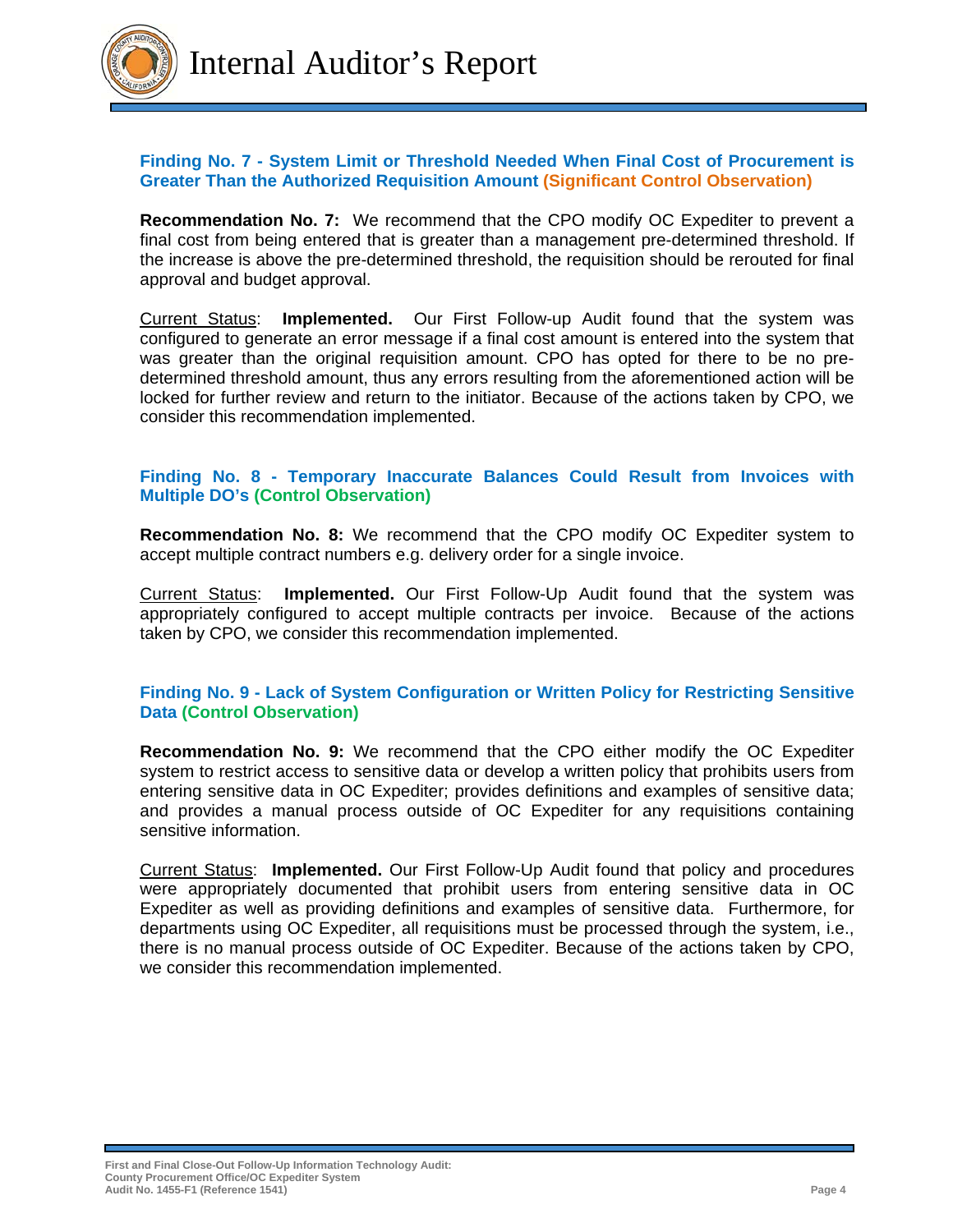### Finding No. 7 - System Limit or Threshold Needed When Final Cost of Procurement is Greater Than the Authorized Requisition Amount (Significant Control Observation)

**Recommendation No. 7:** We recommend that the CPO modify OC Expediter to prevent a final cost from being entered that is greater than a management pre-determined threshold. If the increase is above the pre-determined threshold, the requisition should be rerouted for final approval and budget approval.

Current Status: **Implemented.** Our First Follow-up Audit found that the system was configured to generate an error message if a final cost amount is entered into the system that was greater than the original requisition amount. CPO has opted for there to be no pre-determined threshold amount, thus any errors resulting from the aforementioned action will be locked for further review and return to the initiator. Because of the actions taken by CPO, we consider this recommendation implemented.

### Finding No. 8 - Temporary Inaccurate Balances Could Result from Invoices with Multiple DO's (Control Observation)

**Recommendation No. 8:** We recommend that the CPO modify OC Expediter system to accept multiple contract numbers e.g. delivery order for a single invoice.

Current Status: **Implemented.** Our First Follow-Up Audit found that the system was appropriately configured to accept multiple contracts per invoice. Because of the actions taken by CPO, we consider this recommendation implemented.

### Finding No. 9 - Lack of System Configuration or Written Policy for Restricting Sensitive Data (Control Observation)

**Recommendation No. 9:** We recommend that the CPO either modify the OC Expediter system to restrict access to sensitive data or develop a written policy that prohibits users from entering sensitive data in OC Expediter; provides definitions and examples of sensitive data; and provides a manual process outside of OC Expediter for any requisitions containing sensitive information.

Current Status: **Implemented.** Our First Follow-Up Audit found that policy and procedures were appropriately documented that prohibit users from entering sensitive data in OC Expediter as well as providing definitions and examples of sensitive data. Furthermore, for departments using OC Expediter, all requisitions must be processed through the system, i.e., there is no manual process outside of OC Expediter. Because of the actions taken by CPO, we consider this recommendation implemented.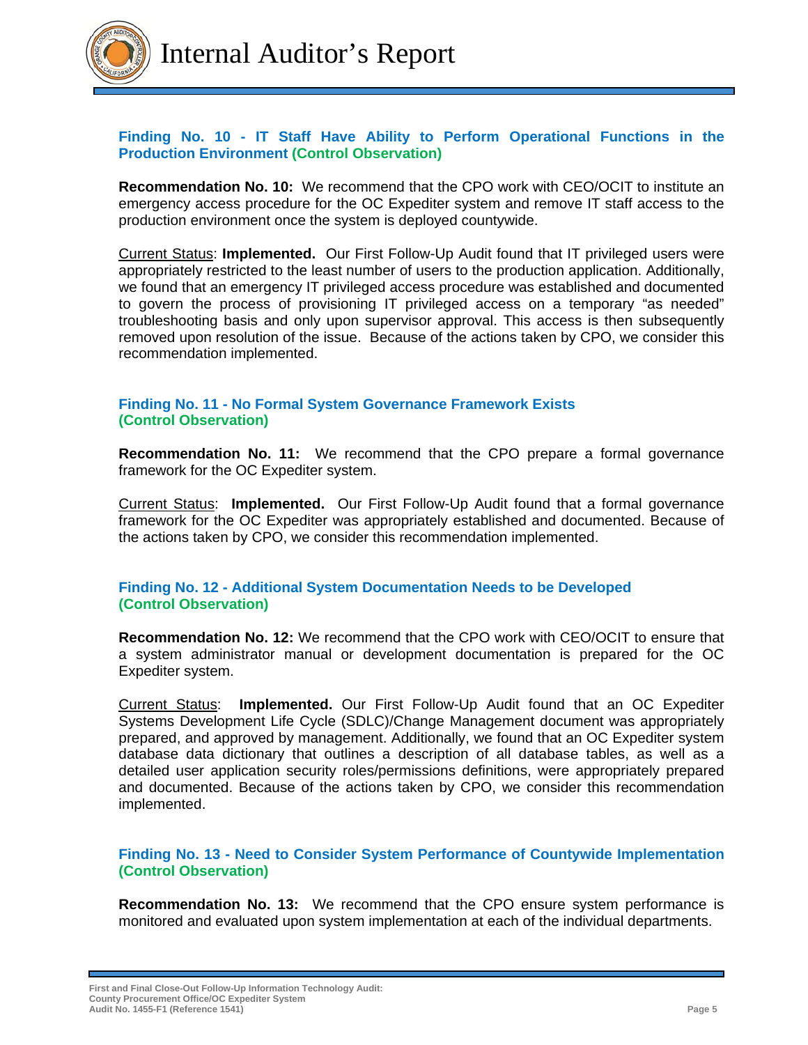### Finding No. 10 - IT Staff Have Ability to Perform Operational Functions in the Production Environment (Control Observation)

**Recommendation No. 10:** We recommend that the CPO work with CEO/OCIT to institute an emergency access procedure for the OC Expediter system and remove IT staff access to the production environment once the system is deployed countywide.

Current Status: **Implemented.** Our First Follow-Up Audit found that IT privileged users were appropriately restricted to the least number of users to the production application. Additionally, we found that an emergency IT privileged access procedure was established and documented to govern the process of provisioning IT privileged access on a temporary "as needed" troubleshooting basis and only upon supervisor approval. This access is then subsequently removed upon resolution of the issue. Because of the actions taken by CPO, we consider this recommendation implemented.

### Finding No. 11 - No Formal System Governance Framework Exists (Control Observation)

**Recommendation No. 11:** We recommend that the CPO prepare a formal governance framework for the OC Expediter system.

Current Status: **Implemented.** Our First Follow-Up Audit found that a formal governance framework for the OC Expediter was appropriately established and documented. Because of the actions taken by CPO, we consider this recommendation implemented.

### Finding No. 12 - Additional System Documentation Needs to be Developed (Control Observation)

**Recommendation No. 12:** We recommend that the CPO work with CEO/OCIT to ensure that a system administrator manual or development documentation is prepared for the OC Expediter system.

Current Status: **Implemented.** Our First Follow-Up Audit found that an OC Expediter Systems Development Life Cycle (SDLC)/Change Management document was appropriately prepared, and approved by management. Additionally, we found that an OC Expediter system database data dictionary that outlines a description of all database tables, as well as a detailed user application security roles/permissions definitions, were appropriately prepared and documented. Because of the actions taken by CPO, we consider this recommendation implemented.

### Finding No. 13 - Need to Consider System Performance of Countywide Implementation (Control Observation)

**Recommendation No. 13:** We recommend that the CPO ensure system performance is monitored and evaluated upon system implementation at each of the individual departments.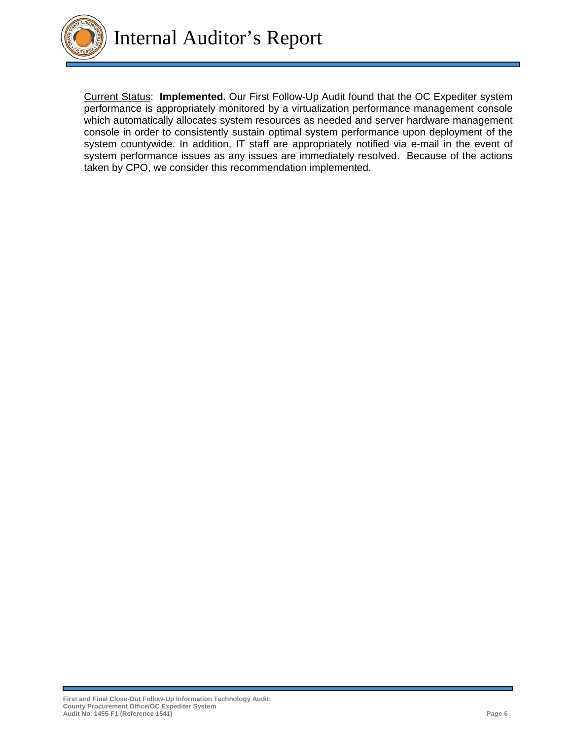<u>Current Status</u>: **Implemented.** Our First Follow-Up Audit found that the OC Expediter system performance is appropriately monitored by a virtualization performance management console which automatically allocates system resources as needed and server hardware management console in order to consistently sustain optimal system performance upon deployment of the system countywide. In addition, IT staff are appropriately notified via e-mail in the event of system performance issues as any issues are immediately resolved. Because of the actions taken by CPO, we consider this recommendation implemented.